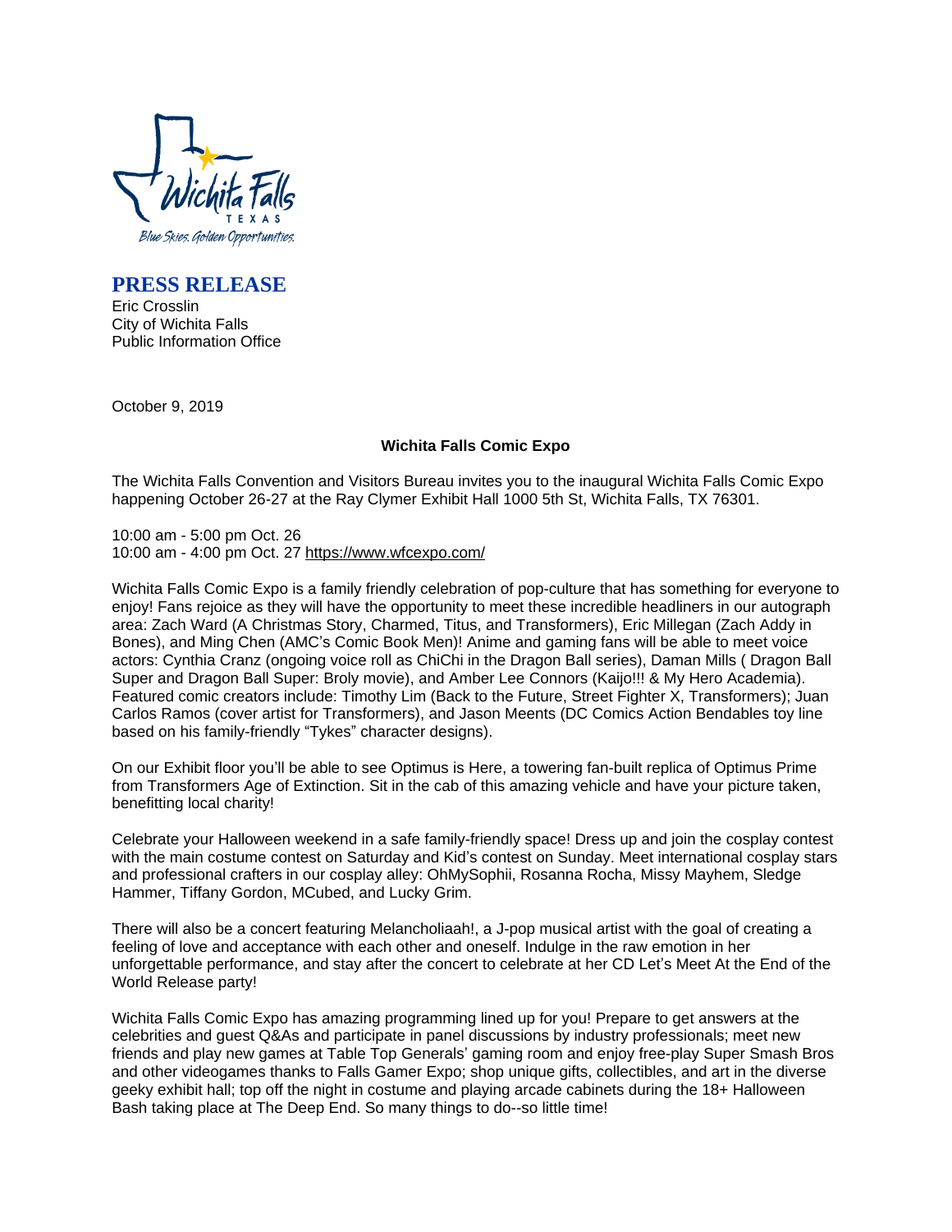Wichita Falls
TEXAS
Blue Skies. Golden Opportunities.

## PRESS RELEASE

Eric Crosslin
City of Wichita Falls
Public Information Office

October 9, 2019

**Wichita Falls Comic Expo**

The Wichita Falls Convention and Visitors Bureau invites you to the inaugural Wichita Falls Comic Expo happening October 26-27 at the Ray Clymer Exhibit Hall 1000 5th St, Wichita Falls, TX 76301.

10:00 am - 5:00 pm Oct. 26
10:00 am - 4:00 pm Oct. 27 https://www.wfcexpo.com/

Wichita Falls Comic Expo is a family friendly celebration of pop-culture that has something for everyone to enjoy! Fans rejoice as they will have the opportunity to meet these incredible headliners in our autograph area: Zach Ward (A Christmas Story, Charmed, Titus, and Transformers), Eric Millegan (Zach Addy in Bones), and Ming Chen (AMC's Comic Book Men)! Anime and gaming fans will be able to meet voice actors: Cynthia Cranz (ongoing voice roll as ChiChi in the Dragon Ball series), Daman Mills ( Dragon Ball Super and Dragon Ball Super: Broly movie), and Amber Lee Connors (Kaijo!!! & My Hero Academia). Featured comic creators include: Timothy Lim (Back to the Future, Street Fighter X, Transformers); Juan Carlos Ramos (cover artist for Transformers), and Jason Meents (DC Comics Action Bendables toy line based on his family-friendly "Tykes" character designs).

On our Exhibit floor you'll be able to see Optimus is Here, a towering fan-built replica of Optimus Prime from Transformers Age of Extinction. Sit in the cab of this amazing vehicle and have your picture taken, benefitting local charity!

Celebrate your Halloween weekend in a safe family-friendly space! Dress up and join the cosplay contest with the main costume contest on Saturday and Kid's contest on Sunday. Meet international cosplay stars and professional crafters in our cosplay alley: OhMySophii, Rosanna Rocha, Missy Mayhem, Sledge Hammer, Tiffany Gordon, MCubed, and Lucky Grim.

There will also be a concert featuring Melancholiaah!, a J-pop musical artist with the goal of creating a feeling of love and acceptance with each other and oneself. Indulge in the raw emotion in her unforgettable performance, and stay after the concert to celebrate at her CD Let's Meet At the End of the World Release party!

Wichita Falls Comic Expo has amazing programming lined up for you! Prepare to get answers at the celebrities and guest Q&As and participate in panel discussions by industry professionals; meet new friends and play new games at Table Top Generals' gaming room and enjoy free-play Super Smash Bros and other videogames thanks to Falls Gamer Expo; shop unique gifts, collectibles, and art in the diverse geeky exhibit hall; top off the night in costume and playing arcade cabinets during the 18+ Halloween Bash taking place at The Deep End. So many things to do--so little time!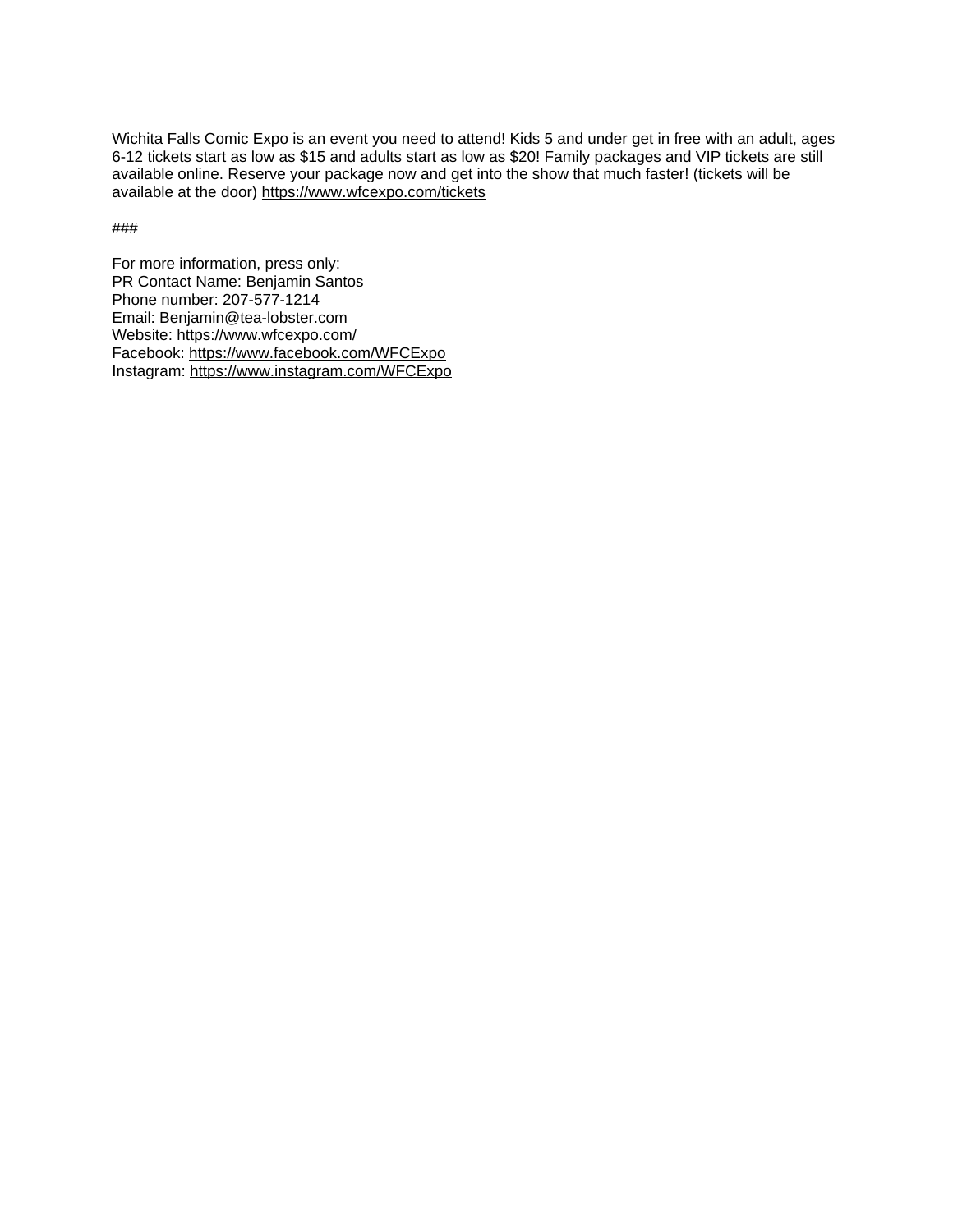Wichita Falls Comic Expo is an event you need to attend! Kids 5 and under get in free with an adult, ages 6-12 tickets start as low as $15 and adults start as low as $20! Family packages and VIP tickets are still available online. Reserve your package now and get into the show that much faster! (tickets will be available at the door) https://www.wfcexpo.com/tickets

###

For more information, press only:
PR Contact Name: Benjamin Santos
Phone number: 207-577-1214
Email: Benjamin@tea-lobster.com
Website: https://www.wfcexpo.com/
Facebook: https://www.facebook.com/WFCExpo
Instagram: https://www.instagram.com/WFCExpo